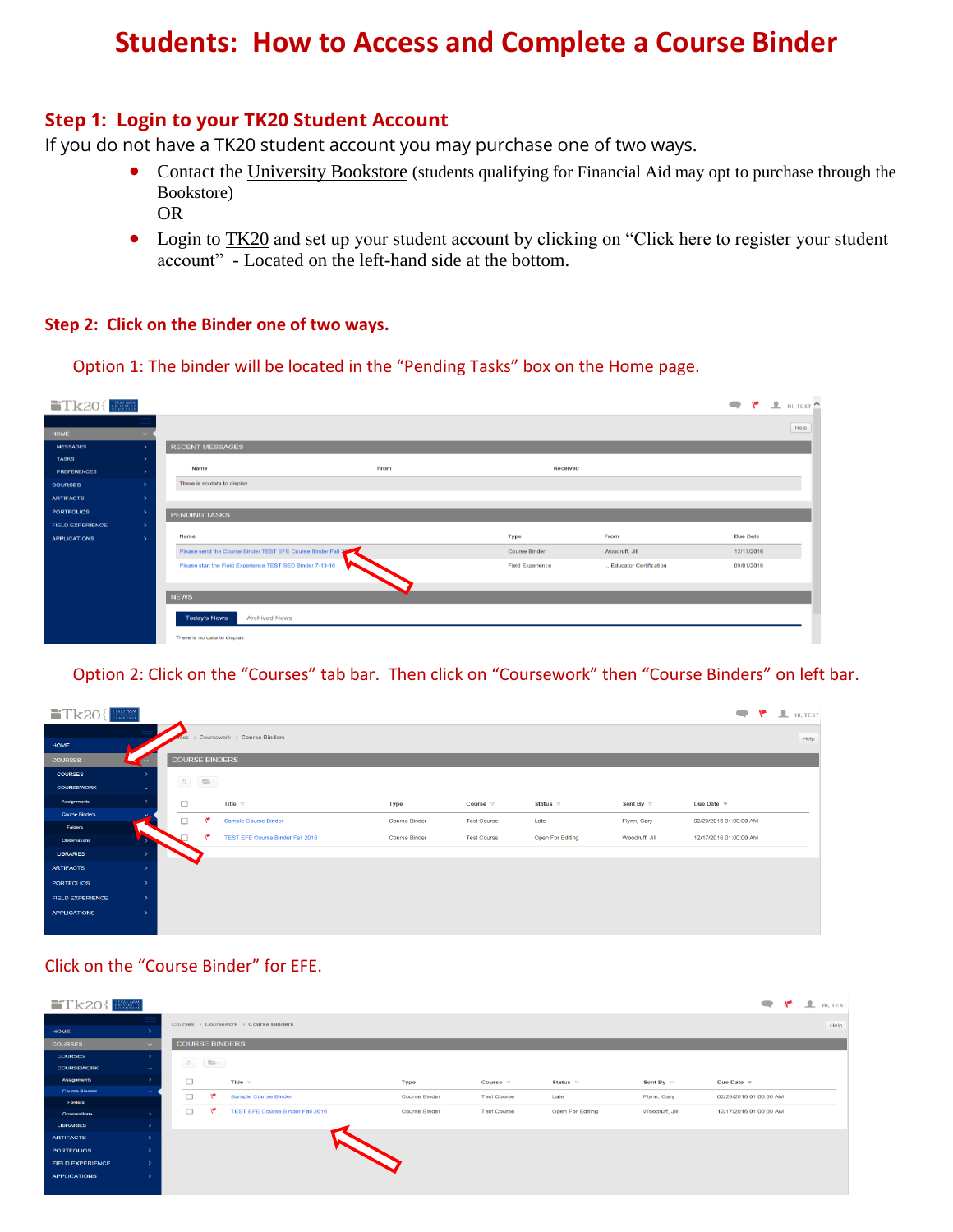# Students: How to Access and Complete a Course Binder

## Step 1: Login to your TK20 Student Account

If you do not have a TK20 student account you may purchase one of two ways.

- Contact the University Bookstore (students qualifying for Financial Aid may opt to purchase through the Bookstore)
  OR
- Login to TK20 and set up your student account by clicking on "Click here to register your student account" - Located on the left-hand side at the bottom.

## Step 2: Click on the Binder one of two ways.

Option 1: The binder will be located in the "Pending Tasks" box on the Home page.

Option 2: Click on the "Courses" tab bar. Then click on "Coursework" then "Course Binders" on left bar.

Click on the "Course Binder" for EFE.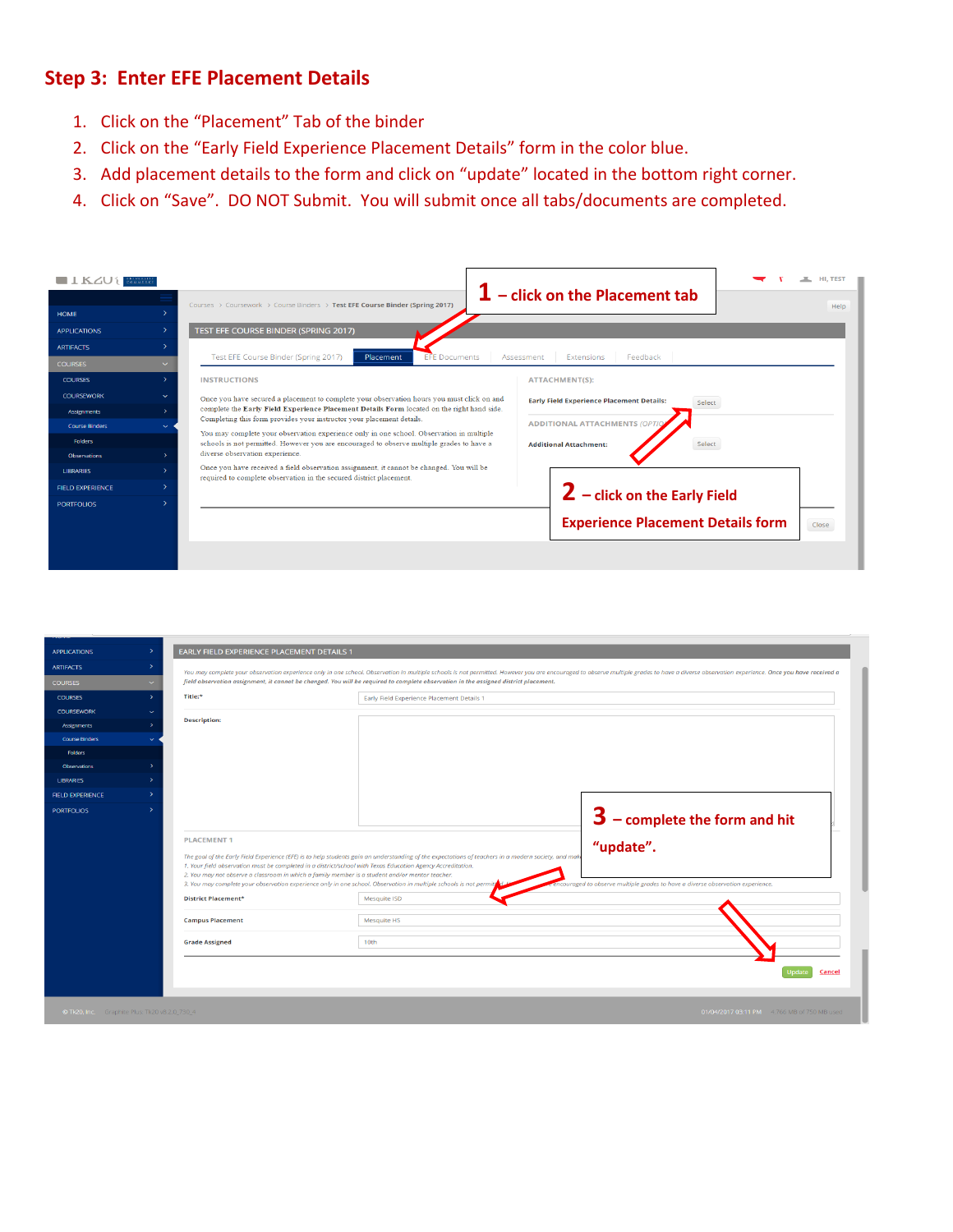## Step 3: Enter EFE Placement Details

1. Click on the "Placement" Tab of the binder
2. Click on the "Early Field Experience Placement Details" form in the color blue.
3. Add placement details to the form and click on "update" located in the bottom right corner.
4. Click on "Save". DO NOT Submit. You will submit once all tabs/documents are completed.

**1 – click on the Placement tab**

**2 – click on the Early Field Experience Placement Details form**

**3 – complete the form and hit "update".**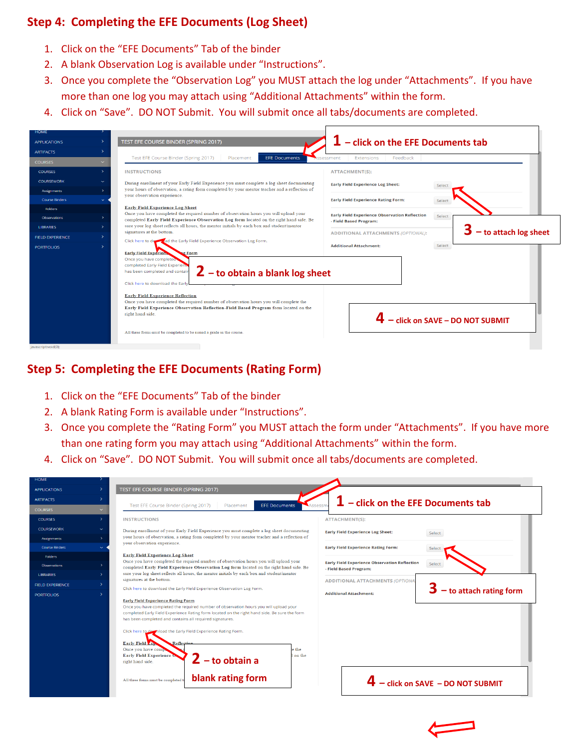## Step 4: Completing the EFE Documents (Log Sheet)

1. Click on the "EFE Documents" Tab of the binder
2. A blank Observation Log is available under "Instructions".
3. Once you complete the "Observation Log" you MUST attach the log under "Attachments". If you have more than one log you may attach using "Additional Attachments" within the form.
4. Click on "Save". DO NOT Submit. You will submit once all tabs/documents are completed.

**1** – click on the EFE Documents tab

**2** – to obtain a blank log sheet

**3** – to attach log sheet

**4** – click on SAVE – DO NOT SUBMIT

## Step 5: Completing the EFE Documents (Rating Form)

1. Click on the "EFE Documents" Tab of the binder
2. A blank Rating Form is available under "Instructions".
3. Once you complete the "Rating Form" you MUST attach the form under "Attachments". If you have more than one rating form you may attach using "Additional Attachments" within the form.
4. Click on "Save". DO NOT Submit. You will submit once all tabs/documents are completed.

**1** – click on the EFE Documents tab

**2** – to obtain a blank rating form

**3** – to attach rating form

**4** – click on SAVE – DO NOT SUBMIT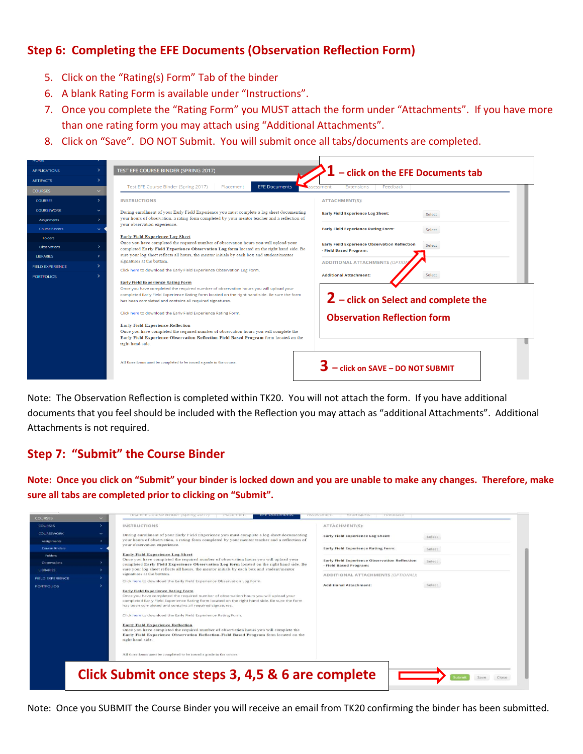## Step 6: Completing the EFE Documents (Observation Reflection Form)

5. Click on the "Rating(s) Form" Tab of the binder
6. A blank Rating Form is available under "Instructions".
7. Once you complete the "Rating Form" you MUST attach the form under "Attachments". If you have more than one rating form you may attach using "Additional Attachments".
8. Click on "Save". DO NOT Submit. You will submit once all tabs/documents are completed.

1 – click on the EFE Documents tab

2 – click on Select and complete the Observation Reflection form

3 – click on SAVE – DO NOT SUBMIT

Note: The Observation Reflection is completed within TK20. You will not attach the form. If you have additional documents that you feel should be included with the Reflection you may attach as "additional Attachments". Additional Attachments is not required.

## Step 7: "Submit" the Course Binder

**Note: Once you click on "Submit" your binder is locked down and you are unable to make any changes. Therefore, make sure all tabs are completed prior to clicking on "Submit".**

Click Submit once steps 3, 4,5 & 6 are complete

Note: Once you SUBMIT the Course Binder you will receive an email from TK20 confirming the binder has been submitted.